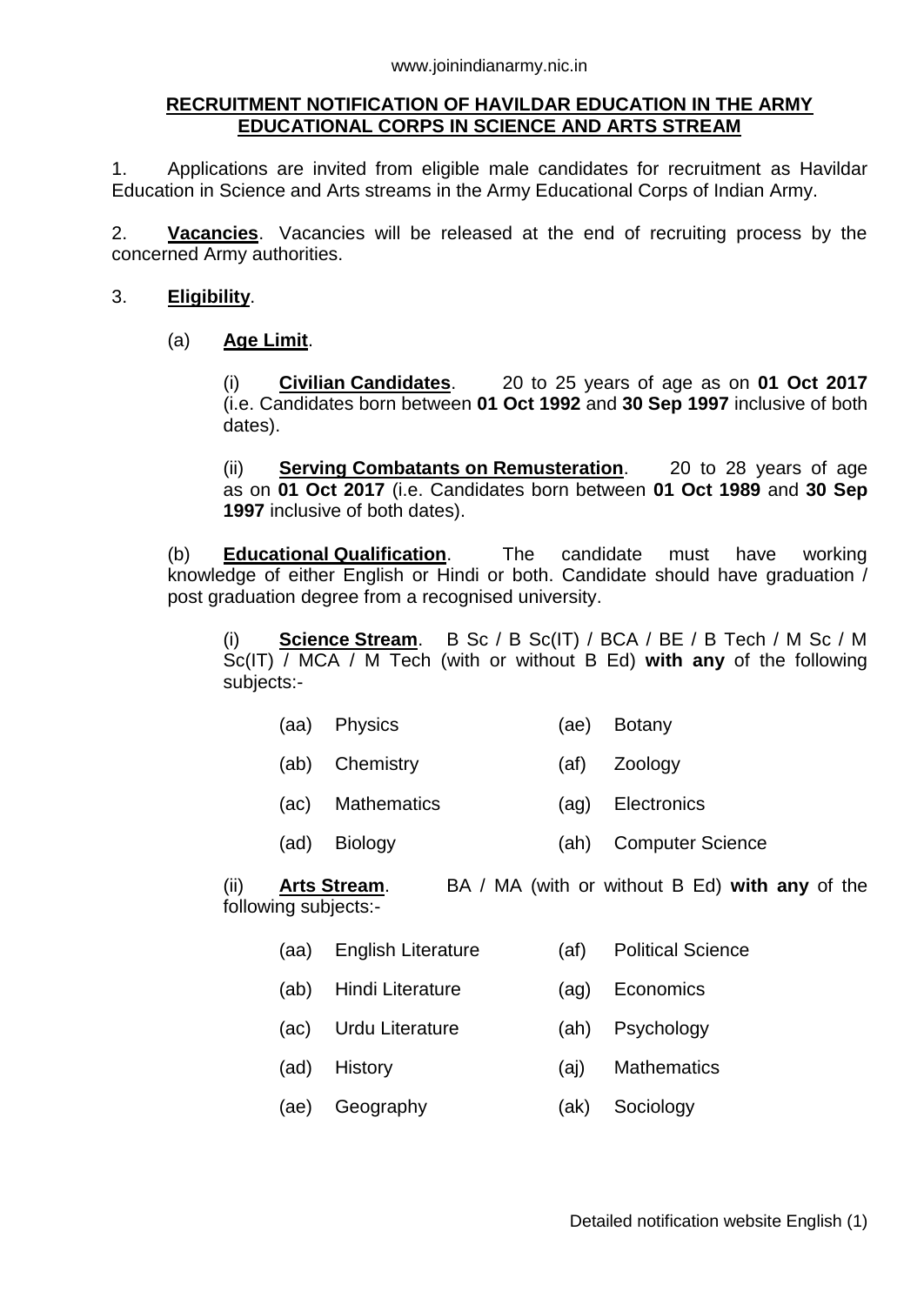## RECRUITMENT NOTIFICATION OF HAVILDAR EDUCATION IN THE ARMY EDUCATIONAL CORPS IN SCIENCE AND ARTS STREAM

1. Applications are invited from eligible male candidates for recruitment as Havildar Education in Science and Arts streams in the Army Educational Corps of Indian Army.

2. **Vacancies**. Vacancies will be released at the end of recruiting process by the concerned Army authorities.

3. **Eligibility**.

(a) **Age Limit**.

(i) **Civilian Candidates**. 20 to 25 years of age as on **01 Oct 2017** (i.e. Candidates born between **01 Oct 1992** and **30 Sep 1997** inclusive of both dates).

(ii) **Serving Combatants on Remusteration**. 20 to 28 years of age as on **01 Oct 2017** (i.e. Candidates born between **01 Oct 1989** and **30 Sep 1997** inclusive of both dates).

(b) **Educational Qualification**. The candidate must have working knowledge of either English or Hindi or both. Candidate should have graduation / post graduation degree from a recognised university.

(i) **Science Stream**. B Sc / B Sc(IT) / BCA / BE / B Tech / M Sc / M Sc(IT) / MCA / M Tech (with or without B Ed) **with any** of the following subjects:-

(aa) Physics
(ab) Chemistry
(ac) Mathematics
(ad) Biology
(ae) Botany
(af) Zoology
(ag) Electronics
(ah) Computer Science

(ii) **Arts Stream**. BA / MA (with or without B Ed) **with any** of the following subjects:-

(aa) English Literature
(ab) Hindi Literature
(ac) Urdu Literature
(ad) History
(ae) Geography
(af) Political Science
(ag) Economics
(ah) Psychology
(aj) Mathematics
(ak) Sociology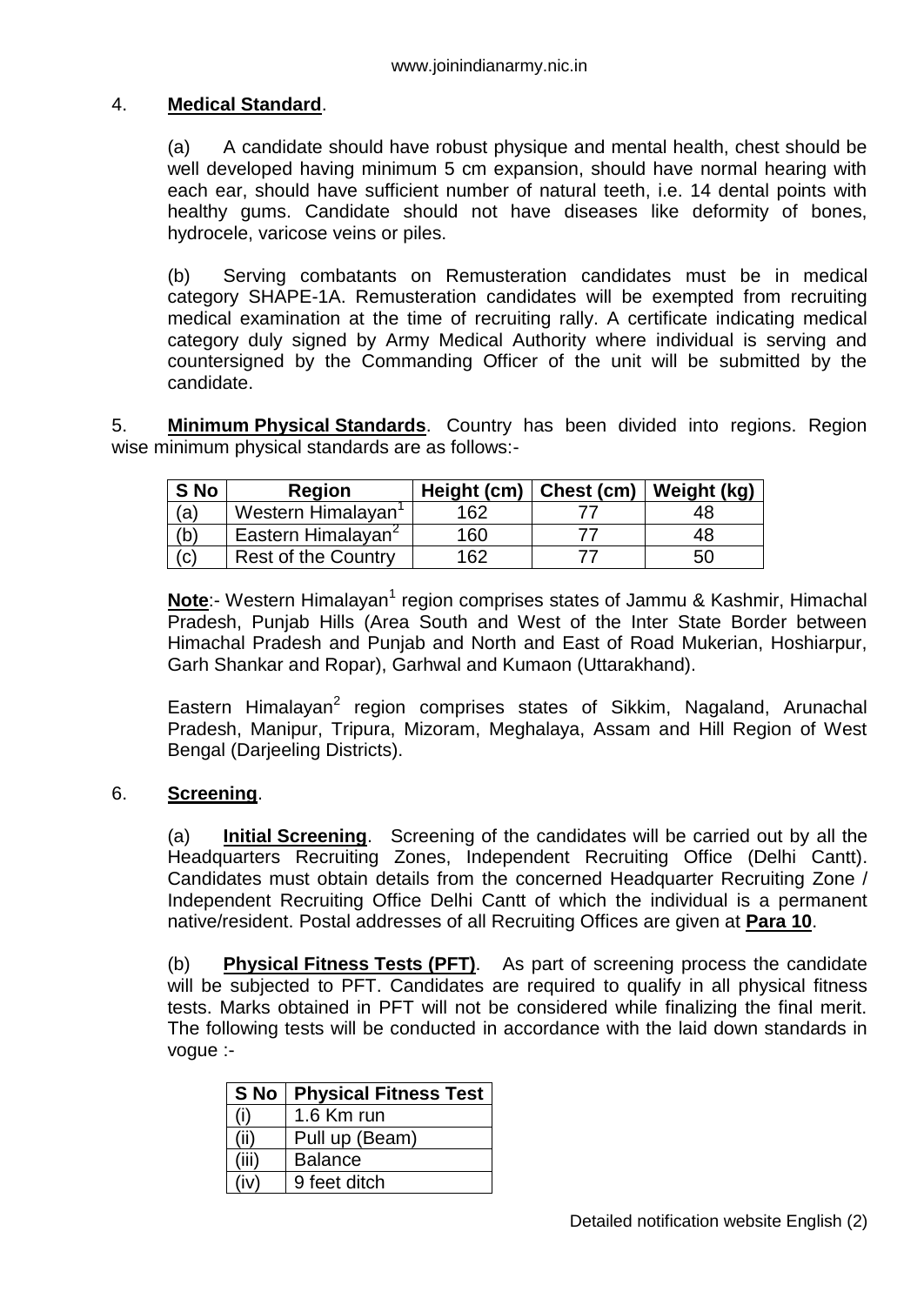4. **Medical Standard**.

(a) A candidate should have robust physique and mental health, chest should be well developed having minimum 5 cm expansion, should have normal hearing with each ear, should have sufficient number of natural teeth, i.e. 14 dental points with healthy gums. Candidate should not have diseases like deformity of bones, hydrocele, varicose veins or piles.

(b) Serving combatants on Remusteration candidates must be in medical category SHAPE-1A. Remusteration candidates will be exempted from recruiting medical examination at the time of recruiting rally. A certificate indicating medical category duly signed by Army Medical Authority where individual is serving and countersigned by the Commanding Officer of the unit will be submitted by the candidate.

5. **Minimum Physical Standards**. Country has been divided into regions. Region wise minimum physical standards are as follows:-

| S No | Region | Height (cm) | Chest (cm) | Weight (kg) |
|---|---|---|---|---|
| (a) | Western Himalayan[1] | 162 | 77 | 48 |
| (b) | Eastern Himalayan[2] | 160 | 77 | 48 |
| (c) | Rest of the Country | 162 | 77 | 50 |

**Note**:- Western Himalayan[1] region comprises states of Jammu & Kashmir, Himachal Pradesh, Punjab Hills (Area South and West of the Inter State Border between Himachal Pradesh and Punjab and North and East of Road Mukerian, Hoshiarpur, Garh Shankar and Ropar), Garhwal and Kumaon (Uttarakhand).

Eastern Himalayan[2] region comprises states of Sikkim, Nagaland, Arunachal Pradesh, Manipur, Tripura, Mizoram, Meghalaya, Assam and Hill Region of West Bengal (Darjeeling Districts).

6. **Screening**.

(a) **Initial Screening**. Screening of the candidates will be carried out by all the Headquarters Recruiting Zones, Independent Recruiting Office (Delhi Cantt). Candidates must obtain details from the concerned Headquarter Recruiting Zone / Independent Recruiting Office Delhi Cantt of which the individual is a permanent native/resident. Postal addresses of all Recruiting Offices are given at **Para 10**.

(b) **Physical Fitness Tests (PFT)**. As part of screening process the candidate will be subjected to PFT. Candidates are required to qualify in all physical fitness tests. Marks obtained in PFT will not be considered while finalizing the final merit. The following tests will be conducted in accordance with the laid down standards in vogue :-

| S No | Physical Fitness Test |
|---|---|
| (i) | 1.6 Km run |
| (ii) | Pull up (Beam) |
| (iii) | Balance |
| (iv) | 9 feet ditch |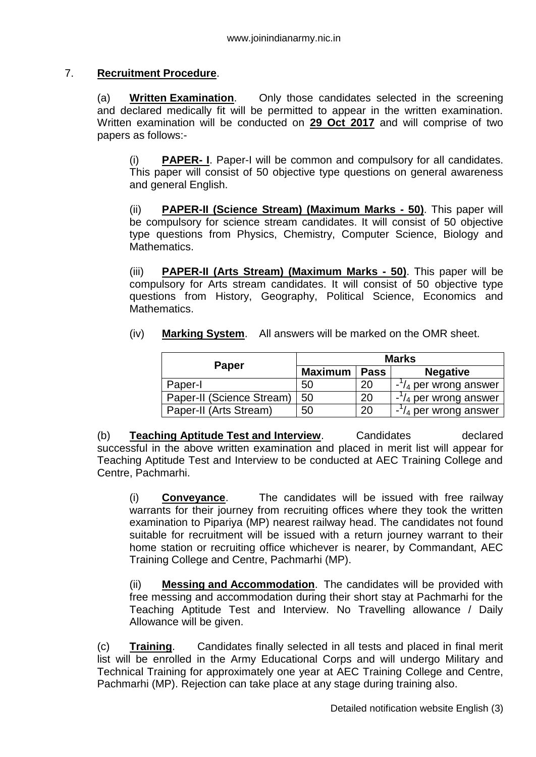7. **Recruitment Procedure**.

(a) **Written Examination**. Only those candidates selected in the screening and declared medically fit will be permitted to appear in the written examination. Written examination will be conducted on **29 Oct 2017** and will comprise of two papers as follows:-

(i) **PAPER- I**. Paper-I will be common and compulsory for all candidates. This paper will consist of 50 objective type questions on general awareness and general English.

(ii) **PAPER-II (Science Stream) (Maximum Marks - 50)**. This paper will be compulsory for science stream candidates. It will consist of 50 objective type questions from Physics, Chemistry, Computer Science, Biology and Mathematics.

(iii) **PAPER-II (Arts Stream) (Maximum Marks - 50)**. This paper will be compulsory for Arts stream candidates. It will consist of 50 objective type questions from History, Geography, Political Science, Economics and Mathematics.

(iv) **Marking System**. All answers will be marked on the OMR sheet.

| Paper | Marks | | |
|---|---|---|---|
| | Maximum | Pass | Negative |
| Paper-I | 50 | 20 | $-^{1}/_{4}$ per wrong answer |
| Paper-II (Science Stream) | 50 | 20 | $-^{1}/_{4}$ per wrong answer |
| Paper-II (Arts Stream) | 50 | 20 | $-^{1}/_{4}$ per wrong answer |

(b) **Teaching Aptitude Test and Interview**. Candidates declared successful in the above written examination and placed in merit list will appear for Teaching Aptitude Test and Interview to be conducted at AEC Training College and Centre, Pachmarhi.

(i) **Conveyance**. The candidates will be issued with free railway warrants for their journey from recruiting offices where they took the written examination to Pipariya (MP) nearest railway head. The candidates not found suitable for recruitment will be issued with a return journey warrant to their home station or recruiting office whichever is nearer, by Commandant, AEC Training College and Centre, Pachmarhi (MP).

(ii) **Messing and Accommodation**. The candidates will be provided with free messing and accommodation during their short stay at Pachmarhi for the Teaching Aptitude Test and Interview. No Travelling allowance / Daily Allowance will be given.

(c) **Training**. Candidates finally selected in all tests and placed in final merit list will be enrolled in the Army Educational Corps and will undergo Military and Technical Training for approximately one year at AEC Training College and Centre, Pachmarhi (MP). Rejection can take place at any stage during training also.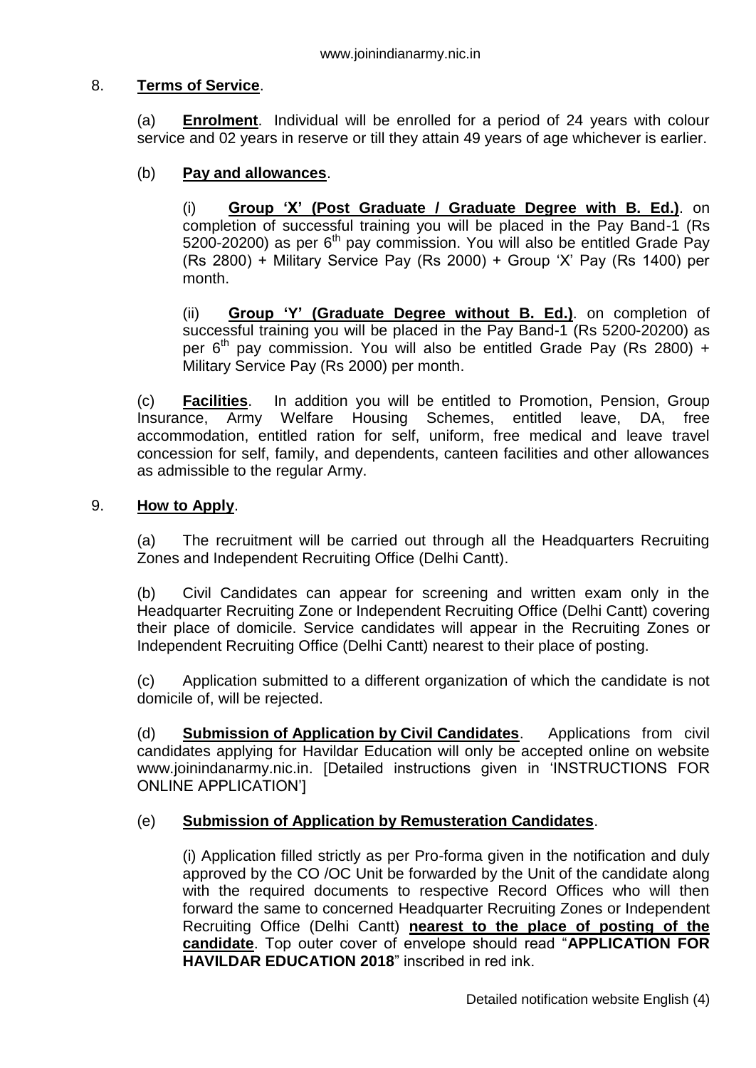8. **Terms of Service**.

(a) **Enrolment**. Individual will be enrolled for a period of 24 years with colour service and 02 years in reserve or till they attain 49 years of age whichever is earlier.

(b) **Pay and allowances**.

(i) **Group 'X' (Post Graduate / Graduate Degree with B. Ed.)**. on completion of successful training you will be placed in the Pay Band-1 (Rs 5200-20200) as per 6th pay commission. You will also be entitled Grade Pay (Rs 2800) + Military Service Pay (Rs 2000) + Group 'X' Pay (Rs 1400) per month.

(ii) **Group 'Y' (Graduate Degree without B. Ed.)**. on completion of successful training you will be placed in the Pay Band-1 (Rs 5200-20200) as per 6th pay commission. You will also be entitled Grade Pay (Rs 2800) + Military Service Pay (Rs 2000) per month.

(c) **Facilities**. In addition you will be entitled to Promotion, Pension, Group Insurance, Army Welfare Housing Schemes, entitled leave, DA, free accommodation, entitled ration for self, uniform, free medical and leave travel concession for self, family, and dependents, canteen facilities and other allowances as admissible to the regular Army.

9. **How to Apply**.

(a) The recruitment will be carried out through all the Headquarters Recruiting Zones and Independent Recruiting Office (Delhi Cantt).

(b) Civil Candidates can appear for screening and written exam only in the Headquarter Recruiting Zone or Independent Recruiting Office (Delhi Cantt) covering their place of domicile. Service candidates will appear in the Recruiting Zones or Independent Recruiting Office (Delhi Cantt) nearest to their place of posting.

(c) Application submitted to a different organization of which the candidate is not domicile of, will be rejected.

(d) **Submission of Application by Civil Candidates**. Applications from civil candidates applying for Havildar Education will only be accepted online on website www.joinindanarmy.nic.in. [Detailed instructions given in 'INSTRUCTIONS FOR ONLINE APPLICATION']

(e) **Submission of Application by Remusteration Candidates**.

(i) Application filled strictly as per Pro-forma given in the notification and duly approved by the CO /OC Unit be forwarded by the Unit of the candidate along with the required documents to respective Record Offices who will then forward the same to concerned Headquarter Recruiting Zones or Independent Recruiting Office (Delhi Cantt) **nearest to the place of posting of the candidate**. Top outer cover of envelope should read "**APPLICATION FOR HAVILDAR EDUCATION 2018**" inscribed in red ink.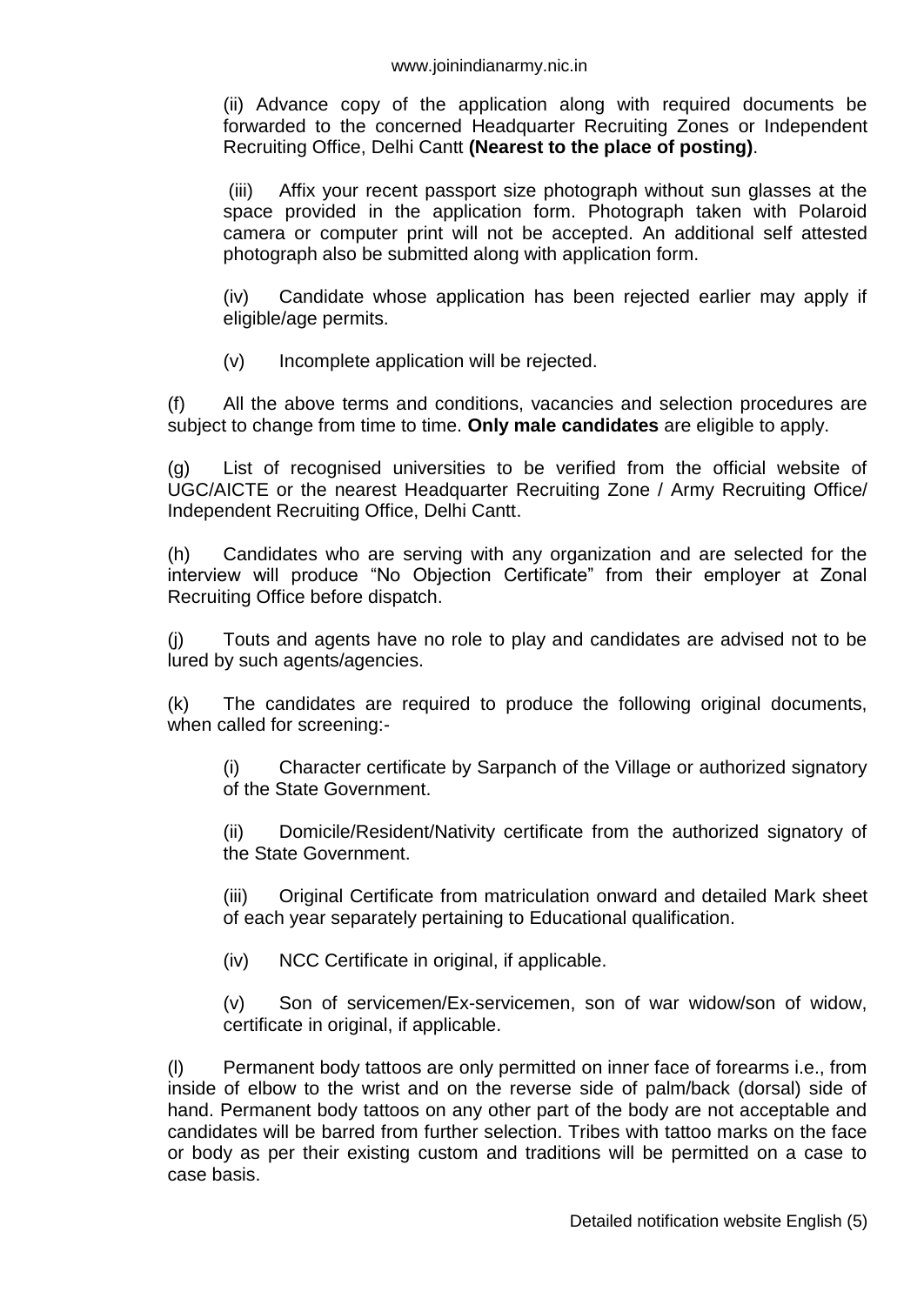(ii) Advance copy of the application along with required documents be forwarded to the concerned Headquarter Recruiting Zones or Independent Recruiting Office, Delhi Cantt **(Nearest to the place of posting)**.

(iii) Affix your recent passport size photograph without sun glasses at the space provided in the application form. Photograph taken with Polaroid camera or computer print will not be accepted. An additional self attested photograph also be submitted along with application form.

(iv) Candidate whose application has been rejected earlier may apply if eligible/age permits.

(v) Incomplete application will be rejected.

(f) All the above terms and conditions, vacancies and selection procedures are subject to change from time to time. **Only male candidates** are eligible to apply.

(g) List of recognised universities to be verified from the official website of UGC/AICTE or the nearest Headquarter Recruiting Zone / Army Recruiting Office/ Independent Recruiting Office, Delhi Cantt.

(h) Candidates who are serving with any organization and are selected for the interview will produce "No Objection Certificate" from their employer at Zonal Recruiting Office before dispatch.

(j) Touts and agents have no role to play and candidates are advised not to be lured by such agents/agencies.

(k) The candidates are required to produce the following original documents, when called for screening:-

(i) Character certificate by Sarpanch of the Village or authorized signatory of the State Government.

(ii) Domicile/Resident/Nativity certificate from the authorized signatory of the State Government.

(iii) Original Certificate from matriculation onward and detailed Mark sheet of each year separately pertaining to Educational qualification.

(iv) NCC Certificate in original, if applicable.

(v) Son of servicemen/Ex-servicemen, son of war widow/son of widow, certificate in original, if applicable.

(l) Permanent body tattoos are only permitted on inner face of forearms i.e., from inside of elbow to the wrist and on the reverse side of palm/back (dorsal) side of hand. Permanent body tattoos on any other part of the body are not acceptable and candidates will be barred from further selection. Tribes with tattoo marks on the face or body as per their existing custom and traditions will be permitted on a case to case basis.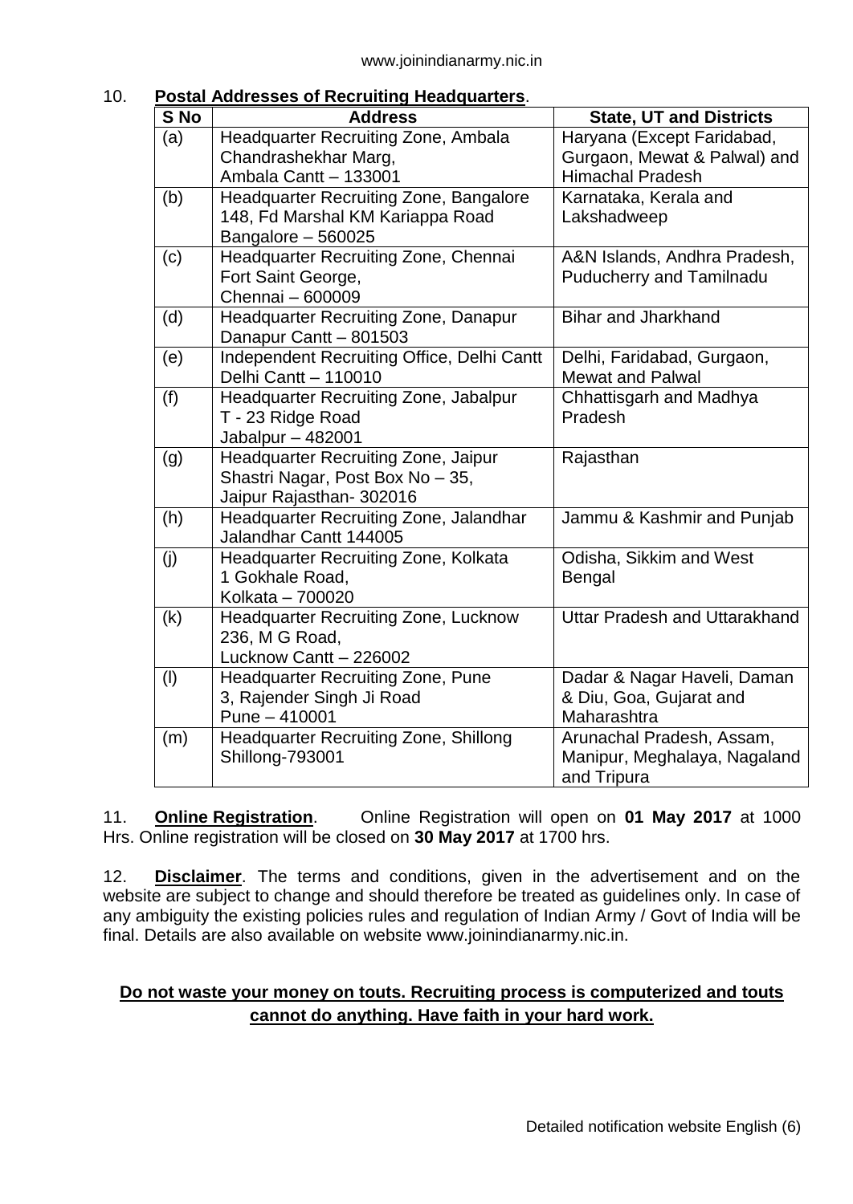10. **Postal Addresses of Recruiting Headquarters**.

| S No | Address | State, UT and Districts |
|---|---|---|
| (a) | Headquarter Recruiting Zone, Ambala Chandrashekhar Marg, Ambala Cantt – 133001 | Haryana (Except Faridabad, Gurgaon, Mewat & Palwal) and Himachal Pradesh |
| (b) | Headquarter Recruiting Zone, Bangalore 148, Fd Marshal KM Kariappa Road Bangalore – 560025 | Karnataka, Kerala and Lakshadweep |
| (c) | Headquarter Recruiting Zone, Chennai Fort Saint George, Chennai – 600009 | A&N Islands, Andhra Pradesh, Puducherry and Tamilnadu |
| (d) | Headquarter Recruiting Zone, Danapur Danapur Cantt – 801503 | Bihar and Jharkhand |
| (e) | Independent Recruiting Office, Delhi Cantt Delhi Cantt – 110010 | Delhi, Faridabad, Gurgaon, Mewat and Palwal |
| (f) | Headquarter Recruiting Zone, Jabalpur T - 23 Ridge Road Jabalpur – 482001 | Chhattisgarh and Madhya Pradesh |
| (g) | Headquarter Recruiting Zone, Jaipur Shastri Nagar, Post Box No – 35, Jaipur Rajasthan- 302016 | Rajasthan |
| (h) | Headquarter Recruiting Zone, Jalandhar Jalandhar Cantt 144005 | Jammu & Kashmir and Punjab |
| (j) | Headquarter Recruiting Zone, Kolkata 1 Gokhale Road, Kolkata – 700020 | Odisha, Sikkim and West Bengal |
| (k) | Headquarter Recruiting Zone, Lucknow 236, M G Road, Lucknow Cantt – 226002 | Uttar Pradesh and Uttarakhand |
| (l) | Headquarter Recruiting Zone, Pune 3, Rajender Singh Ji Road Pune – 410001 | Dadar & Nagar Haveli, Daman & Diu, Goa, Gujarat and Maharashtra |
| (m) | Headquarter Recruiting Zone, Shillong Shillong-793001 | Arunachal Pradesh, Assam, Manipur, Meghalaya, Nagaland and Tripura |

11. **Online Registration**. Online Registration will open on **01 May 2017** at 1000 Hrs. Online registration will be closed on **30 May 2017** at 1700 hrs.

12. **Disclaimer**. The terms and conditions, given in the advertisement and on the website are subject to change and should therefore be treated as guidelines only. In case of any ambiguity the existing policies rules and regulation of Indian Army / Govt of India will be final. Details are also available on website www.joinindianarmy.nic.in.

**Do not waste your money on touts. Recruiting process is computerized and touts cannot do anything. Have faith in your hard work.**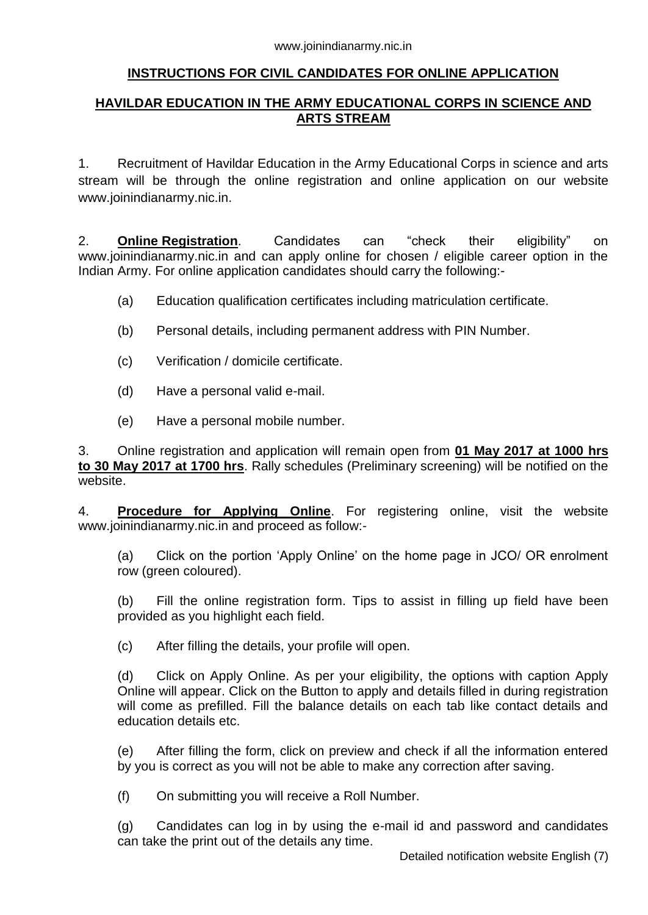## INSTRUCTIONS FOR CIVIL CANDIDATES FOR ONLINE APPLICATION

## HAVILDAR EDUCATION IN THE ARMY EDUCATIONAL CORPS IN SCIENCE AND ARTS STREAM

1. Recruitment of Havildar Education in the Army Educational Corps in science and arts stream will be through the online registration and online application on our website www.joinindianarmy.nic.in.

2. **Online Registration**. Candidates can "check their eligibility" on www.joinindianarmy.nic.in and can apply online for chosen / eligible career option in the Indian Army. For online application candidates should carry the following:-

   (a) Education qualification certificates including matriculation certificate.

   (b) Personal details, including permanent address with PIN Number.

   (c) Verification / domicile certificate.

   (d) Have a personal valid e-mail.

   (e) Have a personal mobile number.

3. Online registration and application will remain open from **01 May 2017 at 1000 hrs to 30 May 2017 at 1700 hrs**. Rally schedules (Preliminary screening) will be notified on the website.

4. **Procedure for Applying Online**. For registering online, visit the website www.joinindianarmy.nic.in and proceed as follow:-

   (a) Click on the portion 'Apply Online' on the home page in JCO/ OR enrolment row (green coloured).

   (b) Fill the online registration form. Tips to assist in filling up field have been provided as you highlight each field.

   (c) After filling the details, your profile will open.

   (d) Click on Apply Online. As per your eligibility, the options with caption Apply Online will appear. Click on the Button to apply and details filled in during registration will come as prefilled. Fill the balance details on each tab like contact details and education details etc.

   (e) After filling the form, click on preview and check if all the information entered by you is correct as you will not be able to make any correction after saving.

   (f) On submitting you will receive a Roll Number.

   (g) Candidates can log in by using the e-mail id and password and candidates can take the print out of the details any time.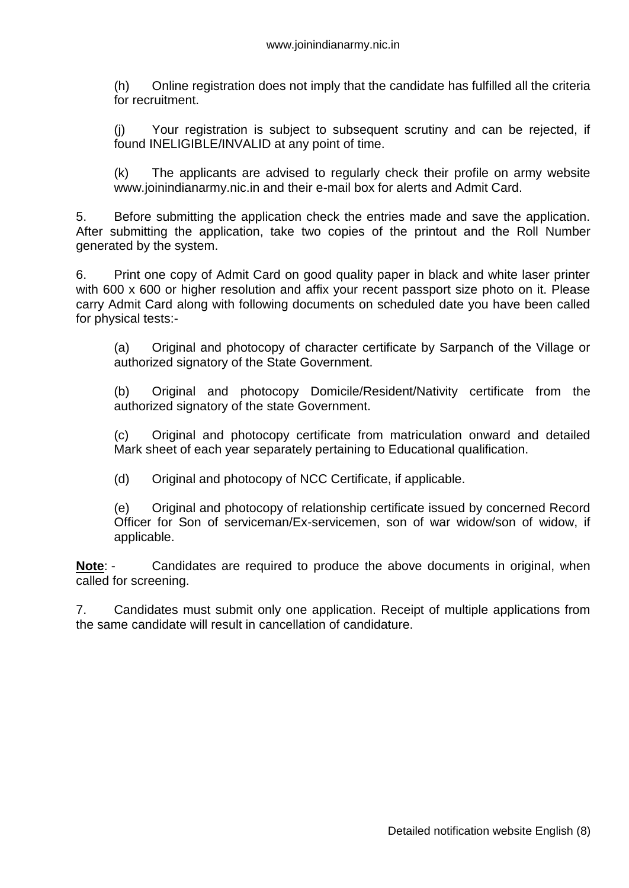(h) Online registration does not imply that the candidate has fulfilled all the criteria for recruitment.

(j) Your registration is subject to subsequent scrutiny and can be rejected, if found INELIGIBLE/INVALID at any point of time.

(k) The applicants are advised to regularly check their profile on army website www.joinindianarmy.nic.in and their e-mail box for alerts and Admit Card.

5. Before submitting the application check the entries made and save the application. After submitting the application, take two copies of the printout and the Roll Number generated by the system.

6. Print one copy of Admit Card on good quality paper in black and white laser printer with 600 x 600 or higher resolution and affix your recent passport size photo on it. Please carry Admit Card along with following documents on scheduled date you have been called for physical tests:-

(a) Original and photocopy of character certificate by Sarpanch of the Village or authorized signatory of the State Government.

(b) Original and photocopy Domicile/Resident/Nativity certificate from the authorized signatory of the state Government.

(c) Original and photocopy certificate from matriculation onward and detailed Mark sheet of each year separately pertaining to Educational qualification.

(d) Original and photocopy of NCC Certificate, if applicable.

(e) Original and photocopy of relationship certificate issued by concerned Record Officer for Son of serviceman/Ex-servicemen, son of war widow/son of widow, if applicable.

**Note**: - Candidates are required to produce the above documents in original, when called for screening.

7. Candidates must submit only one application. Receipt of multiple applications from the same candidate will result in cancellation of candidature.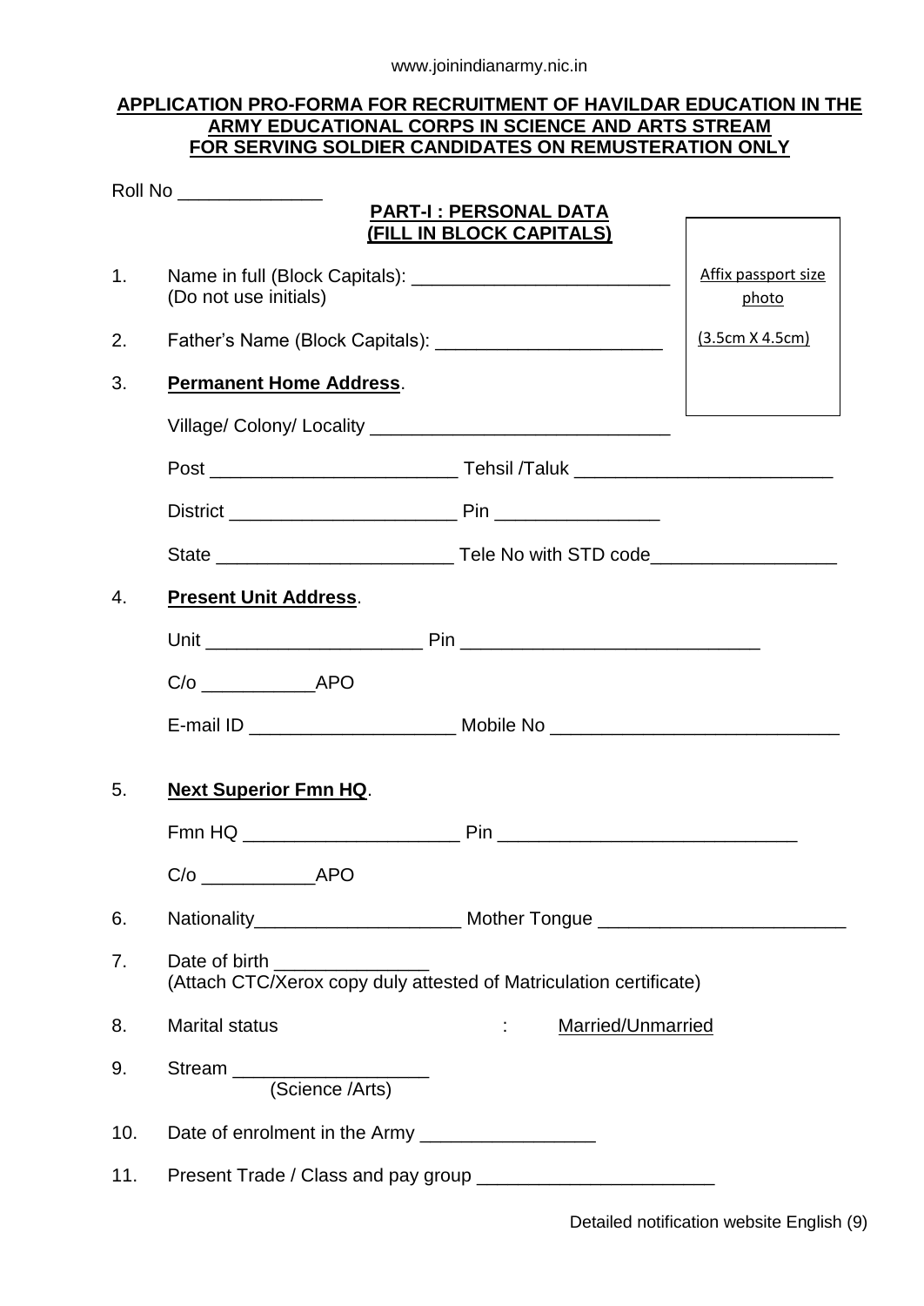www.joinindianarmy.nic.in

**APPLICATION PRO-FORMA FOR RECRUITMENT OF HAVILDAR EDUCATION IN THE ARMY EDUCATIONAL CORPS IN SCIENCE AND ARTS STREAM FOR SERVING SOLDIER CANDIDATES ON REMUSTERATION ONLY**

Roll No ______________

**PART-I : PERSONAL DATA**
**(FILL IN BLOCK CAPITALS)**

Affix passport size photo (3.5cm X 4.5cm)

1. Name in full (Block Capitals): _________________________
   (Do not use initials)

2. Father's Name (Block Capitals): ______________________

3. **Permanent Home Address**.

   Village/ Colony/ Locality _____________________________

   Post ________________________ Tehsil /Taluk _________________________

   District ______________________ Pin ________________

   State _______________________ Tele No with STD code__________________

4. **Present Unit Address**.

   Unit _____________________ Pin _____________________________

   C/o ___________APO

   E-mail ID ____________________ Mobile No ____________________________

5. **Next Superior Fmn HQ**.

   Fmn HQ _____________________ Pin _____________________________

   C/o ___________APO

6. Nationality____________________ Mother Tongue ________________________

7. Date of birth _______________
   (Attach CTC/Xerox copy duly attested of Matriculation certificate)

8. Marital status : Married/Unmarried

9. Stream ___________________
   (Science /Arts)

10. Date of enrolment in the Army _________________

11. Present Trade / Class and pay group _______________________

Detailed notification website English (9)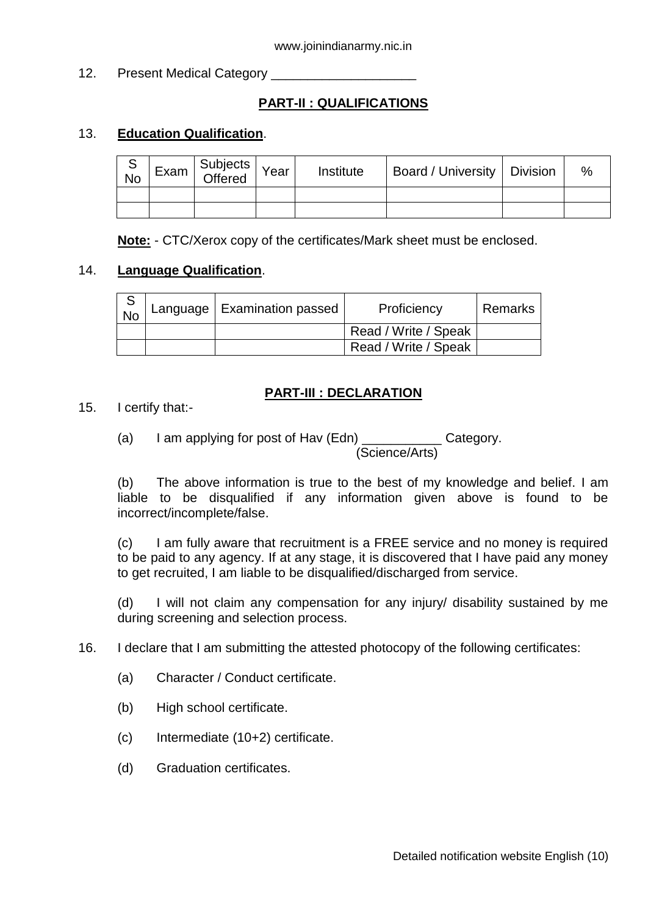12. Present Medical Category ____________________

## PART-II : QUALIFICATIONS

13. **Education Qualification**.

| S No | Exam | Subjects Offered | Year | Institute | Board / University | Division | % |
|---|---|---|---|---|---|---|---|
| | | | | | | | |
| | | | | | | | |

**Note:** - CTC/Xerox copy of the certificates/Mark sheet must be enclosed.

14. **Language Qualification**.

| S No | Language | Examination passed | Proficiency | Remarks |
|---|---|---|---|---|
| | | | Read / Write / Speak | |
| | | | Read / Write / Speak | |

## PART-III : DECLARATION

15. I certify that:-

(a) I am applying for post of Hav (Edn) ___________ Category.
(Science/Arts)

(b) The above information is true to the best of my knowledge and belief. I am liable to be disqualified if any information given above is found to be incorrect/incomplete/false.

(c) I am fully aware that recruitment is a FREE service and no money is required to be paid to any agency. If at any stage, it is discovered that I have paid any money to get recruited, I am liable to be disqualified/discharged from service.

(d) I will not claim any compensation for any injury/ disability sustained by me during screening and selection process.

16. I declare that I am submitting the attested photocopy of the following certificates:

(a) Character / Conduct certificate.

(b) High school certificate.

(c) Intermediate (10+2) certificate.

(d) Graduation certificates.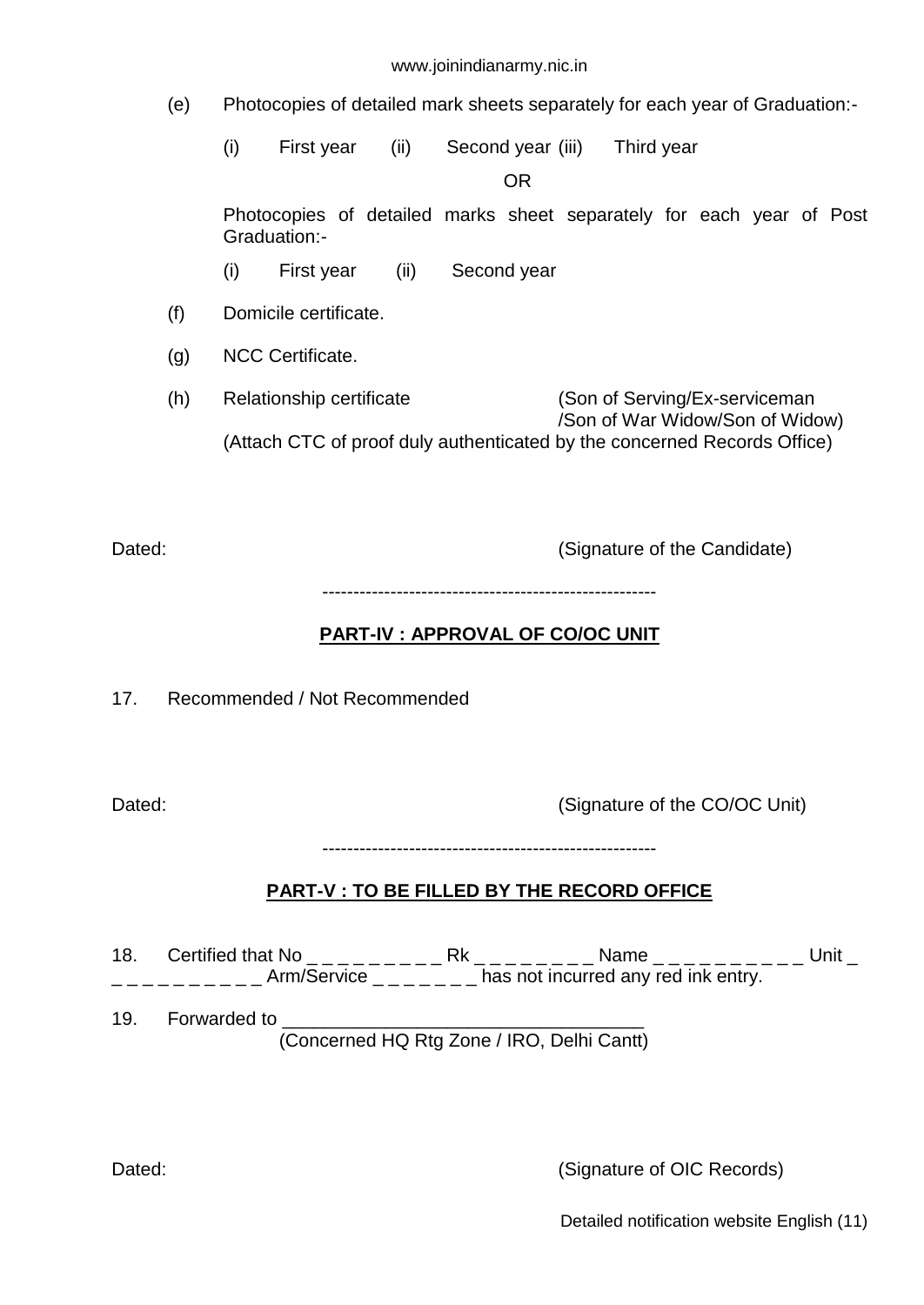(e) Photocopies of detailed mark sheets separately for each year of Graduation:-

(i) First year (ii) Second year (iii) Third year

OR

Photocopies of detailed marks sheet separately for each year of Post Graduation:-

(i) First year (ii) Second year

(f) Domicile certificate.

(g) NCC Certificate.

(h) Relationship certificate (Son of Serving/Ex-serviceman /Son of War Widow/Son of Widow)
(Attach CTC of proof duly authenticated by the concerned Records Office)

Dated: (Signature of the Candidate)

------------------------------------------------------

## PART-IV : APPROVAL OF CO/OC UNIT

17. Recommended / Not Recommended

Dated: (Signature of the CO/OC Unit)

------------------------------------------------------

## PART-V : TO BE FILLED BY THE RECORD OFFICE

18. Certified that No _ _ _ _ _ _ _ _ _ _ Rk _ _ _ _ _ _ _ _ _ Name _ _ _ _ _ _ _ _ _ _ _ Unit _ _ _ _ _ _ _ _ _ _ _ _ Arm/Service _ _ _ _ _ _ _ _ has not incurred any red ink entry.

19. Forwarded to ___________________________________
(Concerned HQ Rtg Zone / IRO, Delhi Cantt)

Dated: (Signature of OIC Records)